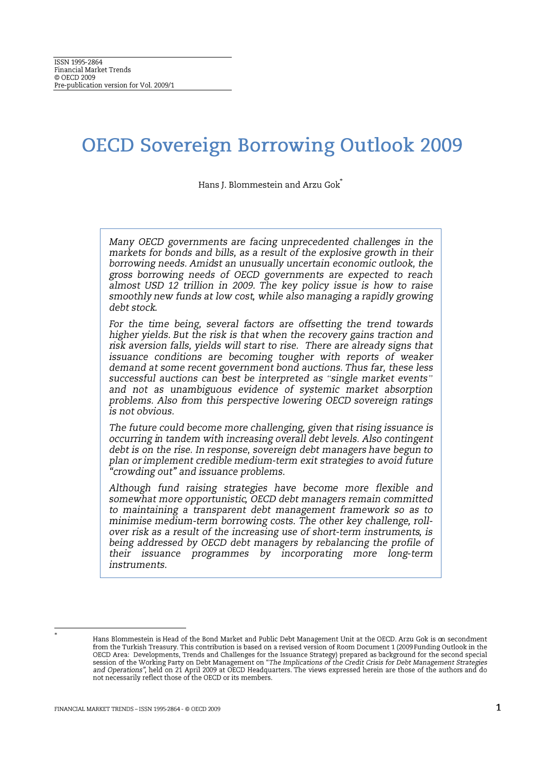ISSN 1995-2864
Financial Market Trends
© OECD 2009
Pre-publication version for Vol. 2009/1

# OECD Sovereign Borrowing Outlook 2009

Hans J. Blommestein and Arzu Gok*

*Many OECD governments are facing unprecedented challenges in the markets for bonds and bills, as a result of the explosive growth in their borrowing needs. Amidst an unusually uncertain economic outlook, the gross borrowing needs of OECD governments are expected to reach almost USD 12 trillion in 2009. The key policy issue is how to raise smoothly new funds at low cost, while also managing a rapidly growing debt stock.*

*For the time being, several factors are offsetting the trend towards higher yields. But the risk is that when the recovery gains traction and risk aversion falls, yields will start to rise. There are already signs that issuance conditions are becoming tougher with reports of weaker demand at some recent government bond auctions. Thus far, these less successful auctions can best be interpreted as "single market events" and not as unambiguous evidence of systemic market absorption problems. Also from this perspective lowering OECD sovereign ratings is not obvious.*

*The future could become more challenging, given that rising issuance is occurring in tandem with increasing overall debt levels. Also contingent debt is on the rise. In response, sovereign debt managers have begun to plan or implement credible medium-term exit strategies to avoid future "crowding out" and issuance problems.*

*Although fund raising strategies have become more flexible and somewhat more opportunistic, OECD debt managers remain committed to maintaining a transparent debt management framework so as to minimise medium-term borrowing costs. The other key challenge, roll-over risk as a result of the increasing use of short-term instruments, is being addressed by OECD debt managers by rebalancing the profile of their issuance programmes by incorporating more long-term instruments.*

---

\* Hans Blommestein is Head of the Bond Market and Public Debt Management Unit at the OECD. Arzu Gok is on secondment from the Turkish Treasury. This contribution is based on a revised version of Room Document 1 (2009 Funding Outlook in the OECD Area: Developments, Trends and Challenges for the Issuance Strategy) prepared as background for the second special session of the Working Party on Debt Management on "*The Implications of the Credit Crisis for Debt Management Strategies and Operations*", held on 21 April 2009 at OECD Headquarters. The views expressed herein are those of the authors and do not necessarily reflect those of the OECD or its members.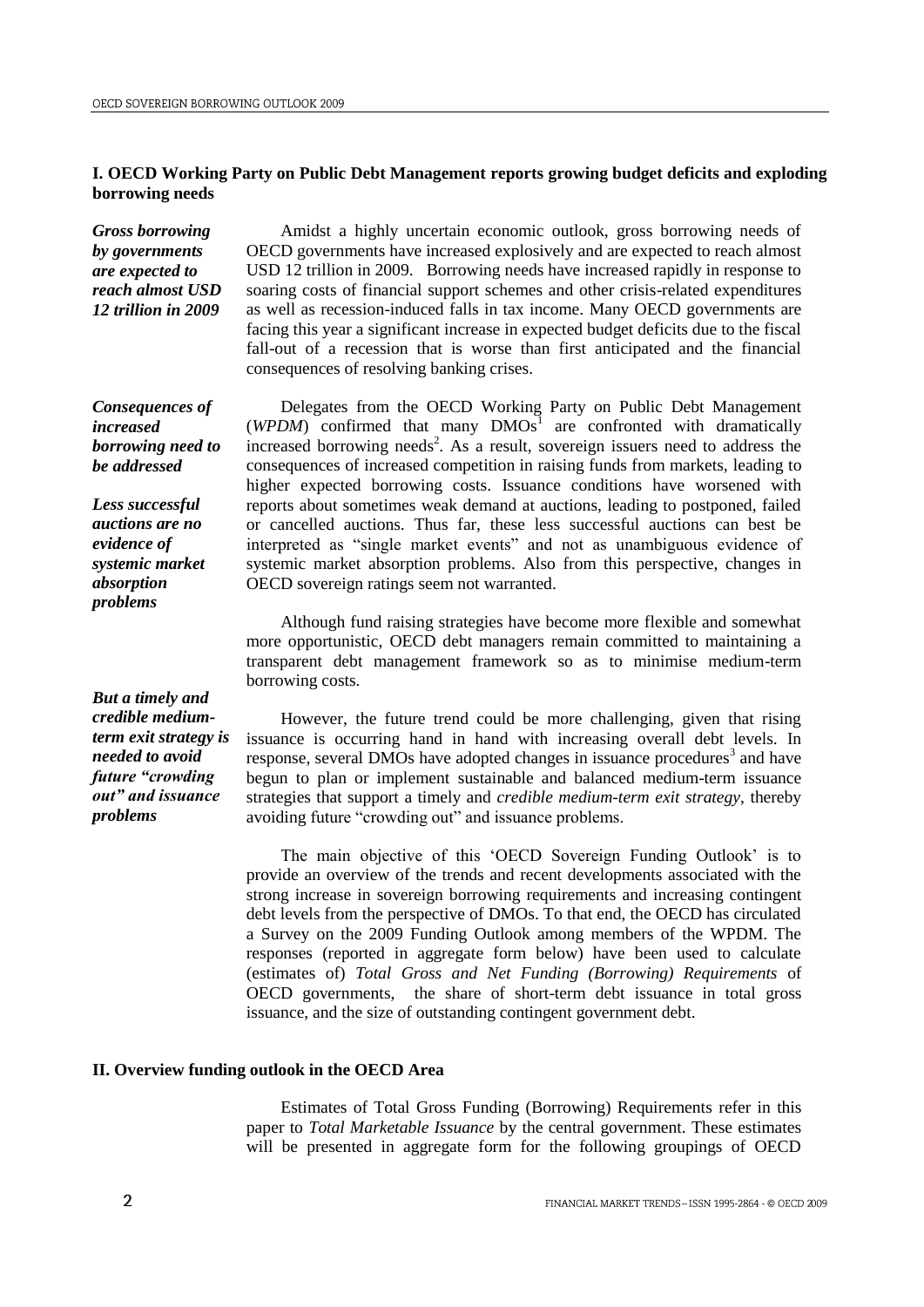## I. OECD Working Party on Public Debt Management reports growing budget deficits and exploding borrowing needs

***Gross borrowing by governments are expected to reach almost USD 12 trillion in 2009***

Amidst a highly uncertain economic outlook, gross borrowing needs of OECD governments have increased explosively and are expected to reach almost USD 12 trillion in 2009. Borrowing needs have increased rapidly in response to soaring costs of financial support schemes and other crisis-related expenditures as well as recession-induced falls in tax income. Many OECD governments are facing this year a significant increase in expected budget deficits due to the fiscal fall-out of a recession that is worse than first anticipated and the financial consequences of resolving banking crises.

***Consequences of increased borrowing need to be addressed***

***Less successful auctions are no evidence of systemic market absorption problems***

Delegates from the OECD Working Party on Public Debt Management (*WPDM*) confirmed that many DMOs[1] are confronted with dramatically increased borrowing needs[2]. As a result, sovereign issuers need to address the consequences of increased competition in raising funds from markets, leading to higher expected borrowing costs. Issuance conditions have worsened with reports about sometimes weak demand at auctions, leading to postponed, failed or cancelled auctions. Thus far, these less successful auctions can best be interpreted as "single market events" and not as unambiguous evidence of systemic market absorption problems. Also from this perspective, changes in OECD sovereign ratings seem not warranted.

Although fund raising strategies have become more flexible and somewhat more opportunistic, OECD debt managers remain committed to maintaining a transparent debt management framework so as to minimise medium-term borrowing costs.

***But a timely and credible medium-term exit strategy is needed to avoid future "crowding out" and issuance problems***

However, the future trend could be more challenging, given that rising issuance is occurring hand in hand with increasing overall debt levels. In response, several DMOs have adopted changes in issuance procedures[3] and have begun to plan or implement sustainable and balanced medium-term issuance strategies that support a timely and *credible medium-term exit strategy*, thereby avoiding future "crowding out" and issuance problems.

The main objective of this 'OECD Sovereign Funding Outlook' is to provide an overview of the trends and recent developments associated with the strong increase in sovereign borrowing requirements and increasing contingent debt levels from the perspective of DMOs. To that end, the OECD has circulated a Survey on the 2009 Funding Outlook among members of the WPDM. The responses (reported in aggregate form below) have been used to calculate (estimates of) *Total Gross and Net Funding (Borrowing) Requirements* of OECD governments, the share of short-term debt issuance in total gross issuance, and the size of outstanding contingent government debt.

## II. Overview funding outlook in the OECD Area

Estimates of Total Gross Funding (Borrowing) Requirements refer in this paper to *Total Marketable Issuance* by the central government. These estimates will be presented in aggregate form for the following groupings of OECD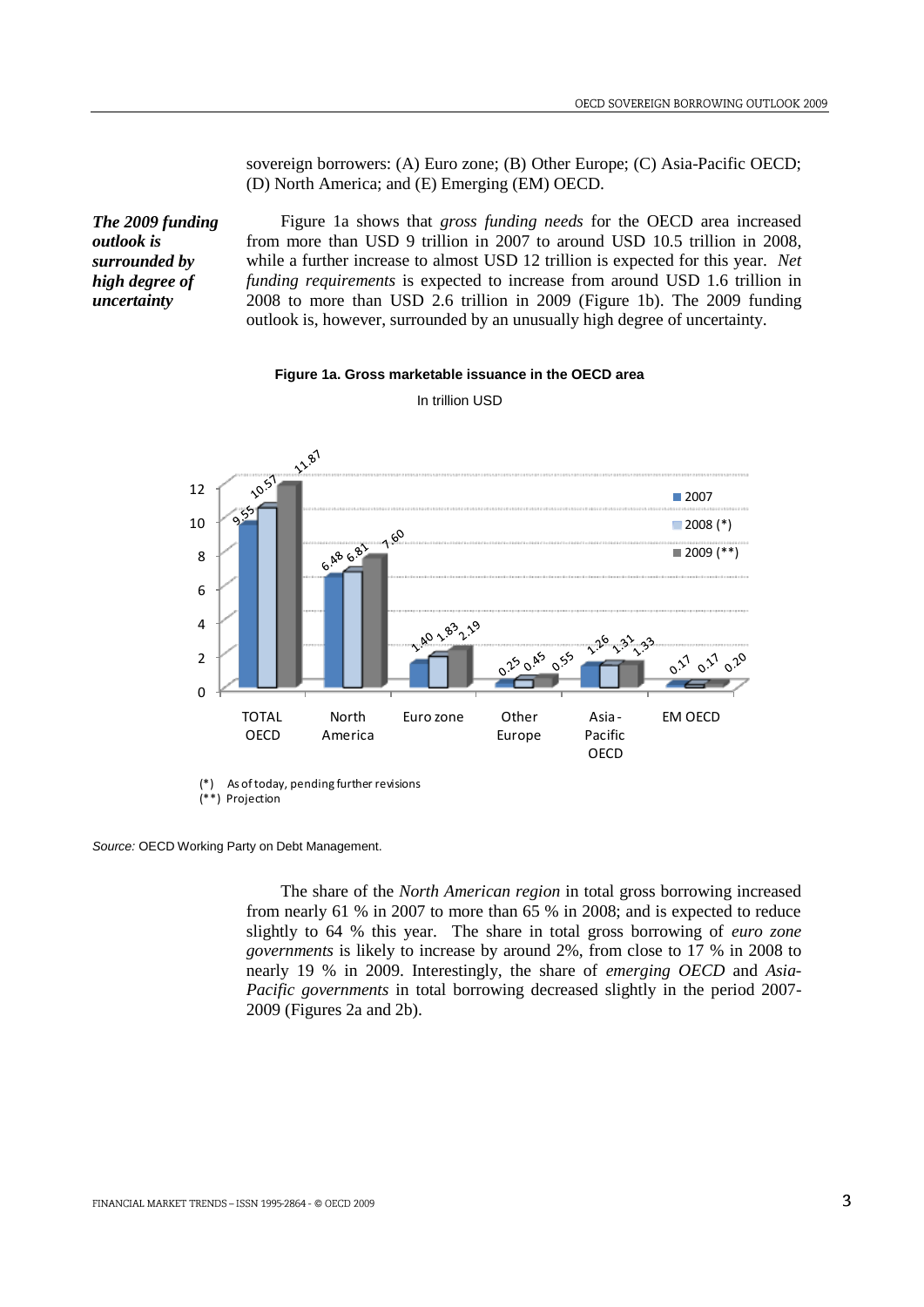sovereign borrowers: (A) Euro zone; (B) Other Europe; (C) Asia-Pacific OECD; (D) North America; and (E) Emerging (EM) OECD.

***The 2009 funding outlook is surrounded by high degree of uncertainty***

Figure 1a shows that *gross funding needs* for the OECD area increased from more than USD 9 trillion in 2007 to around USD 10.5 trillion in 2008, while a further increase to almost USD 12 trillion is expected for this year. *Net funding requirements* is expected to increase from around USD 1.6 trillion in 2008 to more than USD 2.6 trillion in 2009 (Figure 1b). The 2009 funding outlook is, however, surrounded by an unusually high degree of uncertainty.

**Figure 1a. Gross marketable issuance in the OECD area**

In trillion USD

| | 2007 | 2008 (*) | 2009 (**) |
|---|---|---|---|
| TOTAL OECD | 9.55 | 10.57 | 11.87 |
| North America | 6.48 | 6.81 | 7.60 |
| Euro zone | 1.40 | 1.83 | 2.19 |
| Other Europe | 0.25 | 0.45 | 0.55 |
| Asia-Pacific OECD | 1.26 | 1.31 | 1.33 |
| EM OECD | 0.17 | 0.17 | 0.20 |

(*) As of today, pending further revisions
(**) Projection

*Source:* OECD Working Party on Debt Management.

The share of the *North American region* in total gross borrowing increased from nearly 61 % in 2007 to more than 65 % in 2008; and is expected to reduce slightly to 64 % this year. The share in total gross borrowing of *euro zone governments* is likely to increase by around 2%, from close to 17 % in 2008 to nearly 19 % in 2009. Interestingly, the share of *emerging OECD* and *Asia-Pacific governments* in total borrowing decreased slightly in the period 2007-2009 (Figures 2a and 2b).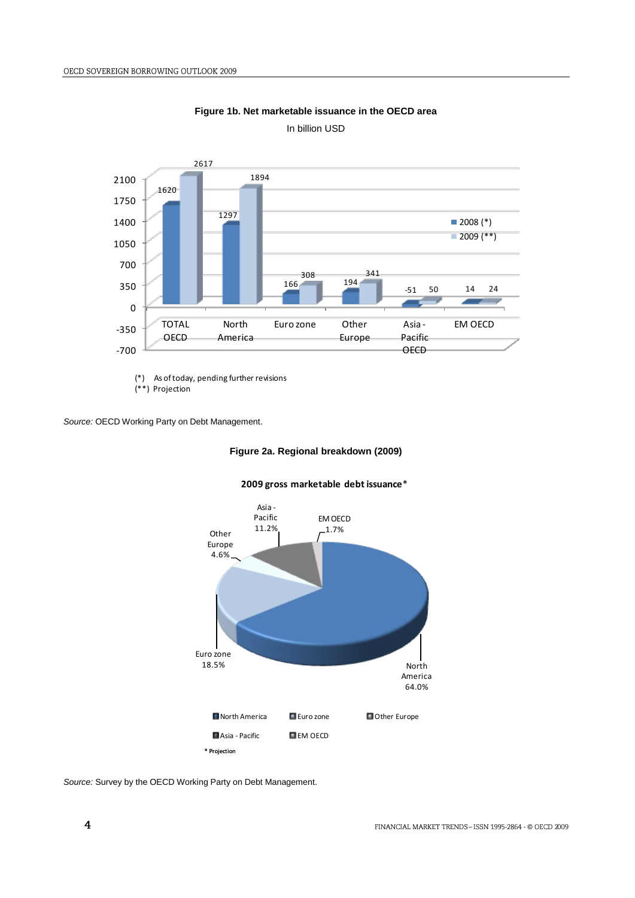**Figure 1b. Net marketable issuance in the OECD area**

In billion USD

| | 2008 (*) | 2009 (**) |
|---|---|---|
| TOTAL OECD | 1620 | 2617 |
| North America | 1297 | 1894 |
| Euro zone | 166 | 308 |
| Other Europe | 194 | 341 |
| Asia - Pacific OECD | -51 | 50 |
| EM OECD | 14 | 24 |

(*) As of today, pending further revisions
(**) Projection

*Source:* OECD Working Party on Debt Management.

**Figure 2a. Regional breakdown (2009)**

**2009 gross marketable debt issuance***

| Region | Share |
|---|---|
| North America | 64.0% |
| Euro zone | 18.5% |
| Other Europe | 4.6% |
| Asia - Pacific | 11.2% |
| EM OECD | 1.7% |

\* Projection

*Source:* Survey by the OECD Working Party on Debt Management.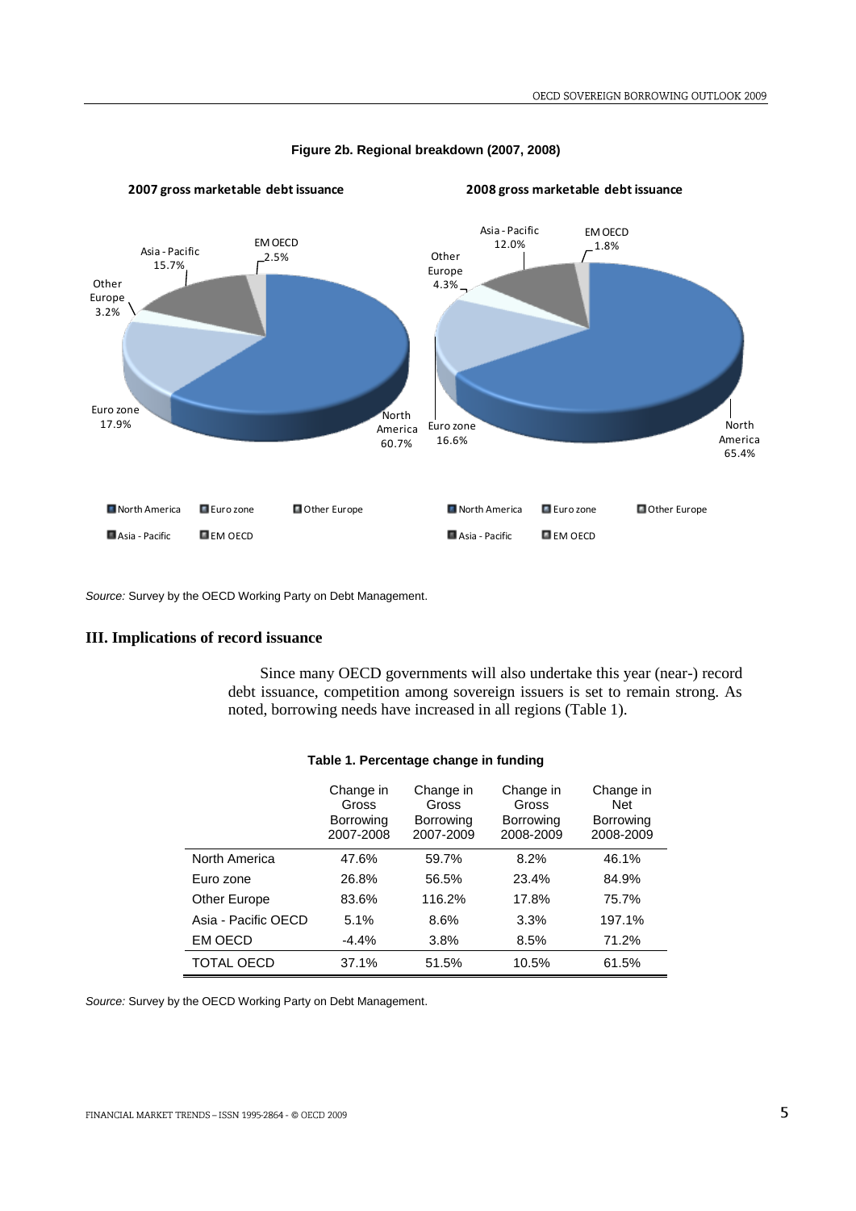**Figure 2b. Regional breakdown (2007, 2008)**

**2007 gross marketable debt issuance**

- North America 60.7%
- Euro zone 17.9%
- Other Europe 3.2%
- Asia - Pacific 15.7%
- EM OECD 2.5%

**2008 gross marketable debt issuance**

- North America 65.4%
- Euro zone 16.6%
- Other Europe 4.3%
- Asia - Pacific 12.0%
- EM OECD 1.8%

*Source:* Survey by the OECD Working Party on Debt Management.

## III. Implications of record issuance

Since many OECD governments will also undertake this year (near-) record debt issuance, competition among sovereign issuers is set to remain strong. As noted, borrowing needs have increased in all regions (Table 1).

**Table 1. Percentage change in funding**

| | Change in Gross Borrowing 2007-2008 | Change in Gross Borrowing 2007-2009 | Change in Gross Borrowing 2008-2009 | Change in Net Borrowing 2008-2009 |
|---|---|---|---|---|
| North America | 47.6% | 59.7% | 8.2% | 46.1% |
| Euro zone | 26.8% | 56.5% | 23.4% | 84.9% |
| Other Europe | 83.6% | 116.2% | 17.8% | 75.7% |
| Asia - Pacific OECD | 5.1% | 8.6% | 3.3% | 197.1% |
| EM OECD | -4.4% | 3.8% | 8.5% | 71.2% |
| TOTAL OECD | 37.1% | 51.5% | 10.5% | 61.5% |

*Source:* Survey by the OECD Working Party on Debt Management.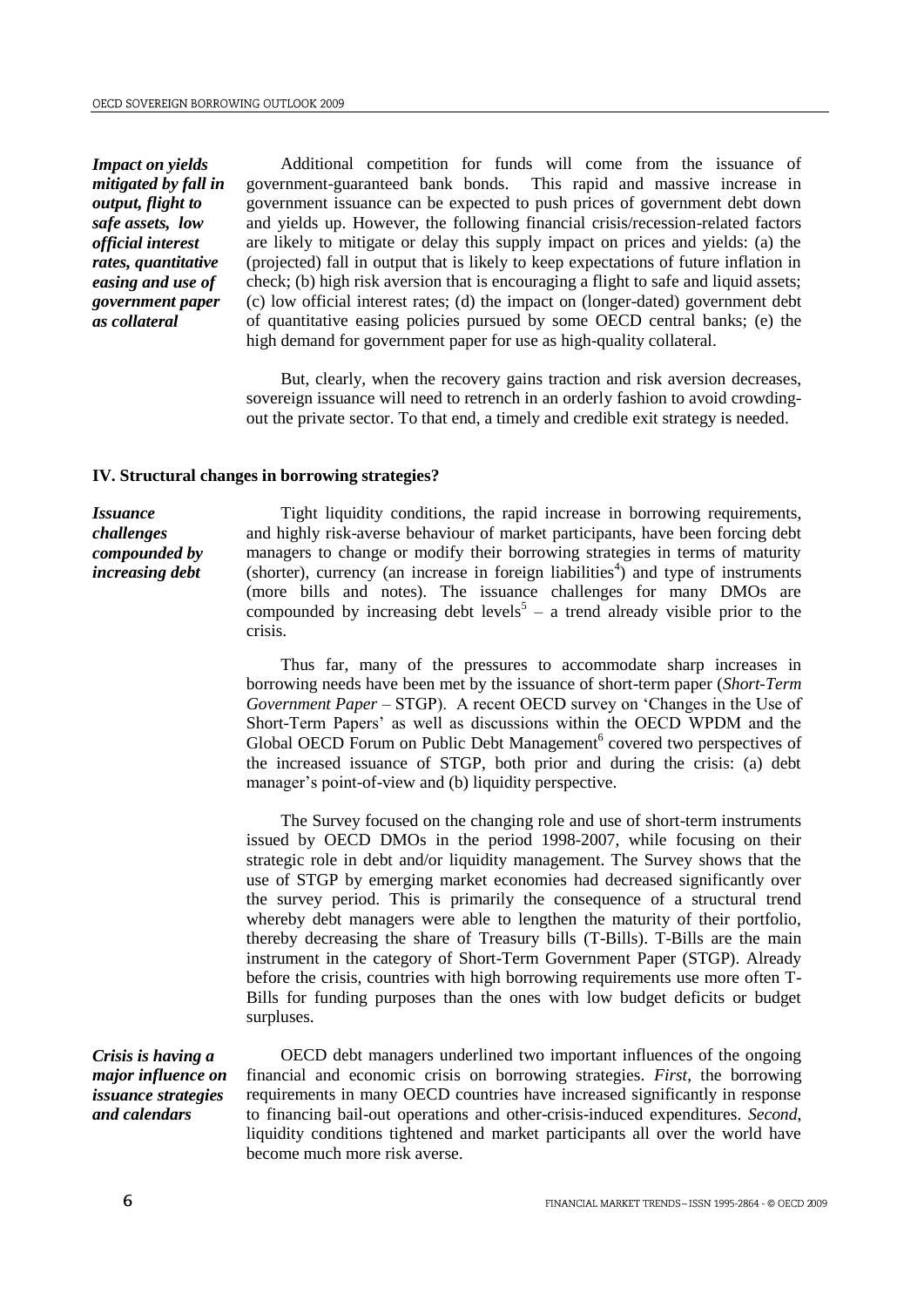*Impact on yields mitigated by fall in output, flight to safe assets, low official interest rates, quantitative easing and use of government paper as collateral*

Additional competition for funds will come from the issuance of government-guaranteed bank bonds. This rapid and massive increase in government issuance can be expected to push prices of government debt down and yields up. However, the following financial crisis/recession-related factors are likely to mitigate or delay this supply impact on prices and yields: (a) the (projected) fall in output that is likely to keep expectations of future inflation in check; (b) high risk aversion that is encouraging a flight to safe and liquid assets; (c) low official interest rates; (d) the impact on (longer-dated) government debt of quantitative easing policies pursued by some OECD central banks; (e) the high demand for government paper for use as high-quality collateral.

But, clearly, when the recovery gains traction and risk aversion decreases, sovereign issuance will need to retrench in an orderly fashion to avoid crowding-out the private sector. To that end, a timely and credible exit strategy is needed.

## IV. Structural changes in borrowing strategies?

*Issuance challenges compounded by increasing debt*

Tight liquidity conditions, the rapid increase in borrowing requirements, and highly risk-averse behaviour of market participants, have been forcing debt managers to change or modify their borrowing strategies in terms of maturity (shorter), currency (an increase in foreign liabilities[4]) and type of instruments (more bills and notes). The issuance challenges for many DMOs are compounded by increasing debt levels[5] – a trend already visible prior to the crisis.

Thus far, many of the pressures to accommodate sharp increases in borrowing needs have been met by the issuance of short-term paper (*Short-Term Government Paper* – STGP). A recent OECD survey on 'Changes in the Use of Short-Term Papers' as well as discussions within the OECD WPDM and the Global OECD Forum on Public Debt Management[6] covered two perspectives of the increased issuance of STGP, both prior and during the crisis: (a) debt manager's point-of-view and (b) liquidity perspective.

The Survey focused on the changing role and use of short-term instruments issued by OECD DMOs in the period 1998-2007, while focusing on their strategic role in debt and/or liquidity management. The Survey shows that the use of STGP by emerging market economies had decreased significantly over the survey period. This is primarily the consequence of a structural trend whereby debt managers were able to lengthen the maturity of their portfolio, thereby decreasing the share of Treasury bills (T-Bills). T-Bills are the main instrument in the category of Short-Term Government Paper (STGP). Already before the crisis, countries with high borrowing requirements use more often T-Bills for funding purposes than the ones with low budget deficits or budget surpluses.

*Crisis is having a major influence on issuance strategies and calendars*

OECD debt managers underlined two important influences of the ongoing financial and economic crisis on borrowing strategies. *First*, the borrowing requirements in many OECD countries have increased significantly in response to financing bail-out operations and other-crisis-induced expenditures. *Second*, liquidity conditions tightened and market participants all over the world have become much more risk averse.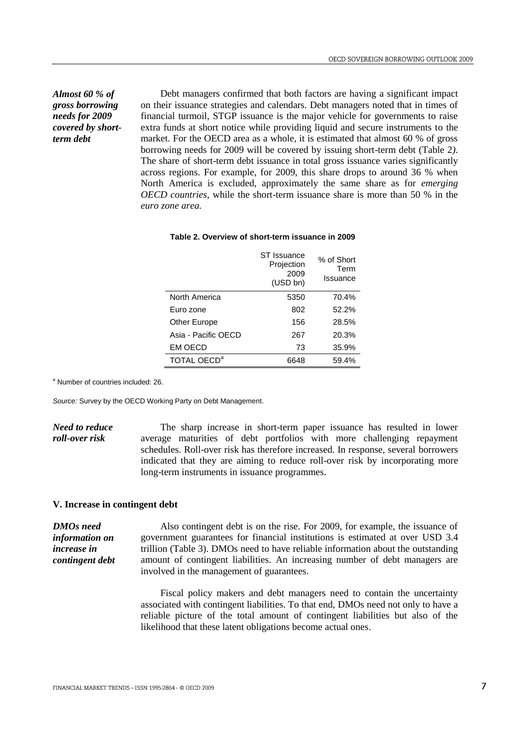*Almost 60 % of gross borrowing needs for 2009 covered by short-term debt*

Debt managers confirmed that both factors are having a significant impact on their issuance strategies and calendars. Debt managers noted that in times of financial turmoil, STGP issuance is the major vehicle for governments to raise extra funds at short notice while providing liquid and secure instruments to the market. For the OECD area as a whole, it is estimated that almost 60 % of gross borrowing needs for 2009 will be covered by issuing short-term debt (Table 2). The share of short-term debt issuance in total gross issuance varies significantly across regions. For example, for 2009, this share drops to around 36 % when North America is excluded, approximately the same share as for *emerging OECD countries*, while the short-term issuance share is more than 50 % in the *euro zone area.*

**Table 2. Overview of short-term issuance in 2009**

| | ST Issuance Projection 2009 (USD bn) | % of Short Term Issuance |
|---|---|---|
| North America | 5350 | 70.4% |
| Euro zone | 802 | 52.2% |
| Other Europe | 156 | 28.5% |
| Asia - Pacific OECD | 267 | 20.3% |
| EM OECD | 73 | 35.9% |
| TOTAL OECD[a] | 6648 | 59.4% |

[a] Number of countries included: 26.

*Source:* Survey by the OECD Working Party on Debt Management.

*Need to reduce roll-over risk*

The sharp increase in short-term paper issuance has resulted in lower average maturities of debt portfolios with more challenging repayment schedules. Roll-over risk has therefore increased. In response, several borrowers indicated that they are aiming to reduce roll-over risk by incorporating more long-term instruments in issuance programmes.

### V. Increase in contingent debt

*DMOs need information on increase in contingent debt*

Also contingent debt is on the rise. For 2009, for example, the issuance of government guarantees for financial institutions is estimated at over USD 3.4 trillion (Table 3). DMOs need to have reliable information about the outstanding amount of contingent liabilities. An increasing number of debt managers are involved in the management of guarantees.

Fiscal policy makers and debt managers need to contain the uncertainty associated with contingent liabilities. To that end, DMOs need not only to have a reliable picture of the total amount of contingent liabilities but also of the likelihood that these latent obligations become actual ones.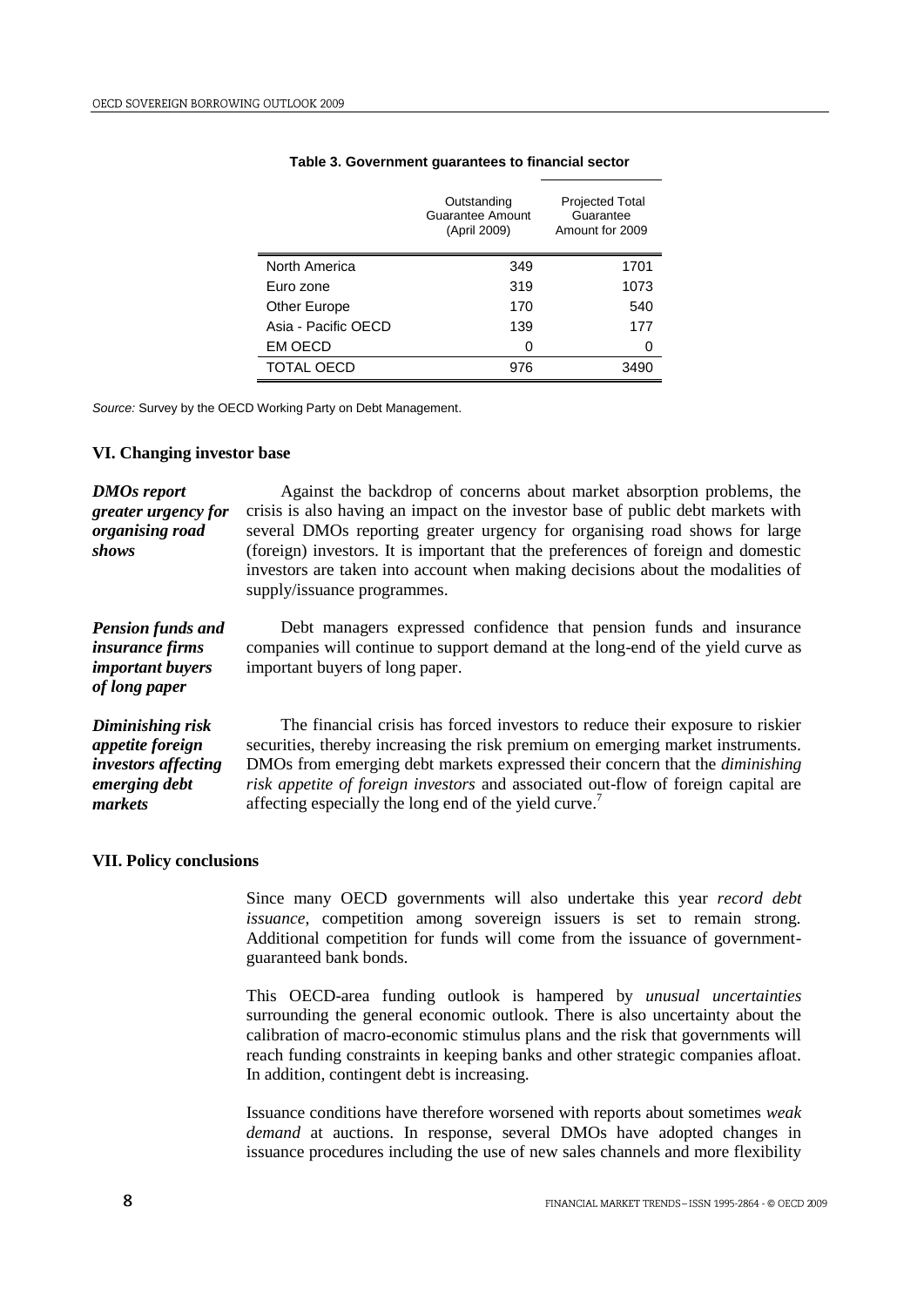**Table 3. Government guarantees to financial sector**

| | Outstanding Guarantee Amount (April 2009) | Projected Total Guarantee Amount for 2009 |
|---|---|---|
| North America | 349 | 1701 |
| Euro zone | 319 | 1073 |
| Other Europe | 170 | 540 |
| Asia - Pacific OECD | 139 | 177 |
| EM OECD | 0 | 0 |
| TOTAL OECD | 976 | 3490 |

*Source:* Survey by the OECD Working Party on Debt Management.

## VI. Changing investor base

***DMOs report greater urgency for organising road shows***

Against the backdrop of concerns about market absorption problems, the crisis is also having an impact on the investor base of public debt markets with several DMOs reporting greater urgency for organising road shows for large (foreign) investors. It is important that the preferences of foreign and domestic investors are taken into account when making decisions about the modalities of supply/issuance programmes.

***Pension funds and insurance firms important buyers of long paper***

Debt managers expressed confidence that pension funds and insurance companies will continue to support demand at the long-end of the yield curve as important buyers of long paper.

***Diminishing risk appetite foreign investors affecting emerging debt markets***

The financial crisis has forced investors to reduce their exposure to riskier securities, thereby increasing the risk premium on emerging market instruments. DMOs from emerging debt markets expressed their concern that the *diminishing risk appetite of foreign investors* and associated out-flow of foreign capital are affecting especially the long end of the yield curve.[7]

## VII. Policy conclusions

Since many OECD governments will also undertake this year *record debt issuance*, competition among sovereign issuers is set to remain strong. Additional competition for funds will come from the issuance of government-guaranteed bank bonds.

This OECD-area funding outlook is hampered by *unusual uncertainties* surrounding the general economic outlook. There is also uncertainty about the calibration of macro-economic stimulus plans and the risk that governments will reach funding constraints in keeping banks and other strategic companies afloat. In addition, contingent debt is increasing.

Issuance conditions have therefore worsened with reports about sometimes *weak demand* at auctions. In response, several DMOs have adopted changes in issuance procedures including the use of new sales channels and more flexibility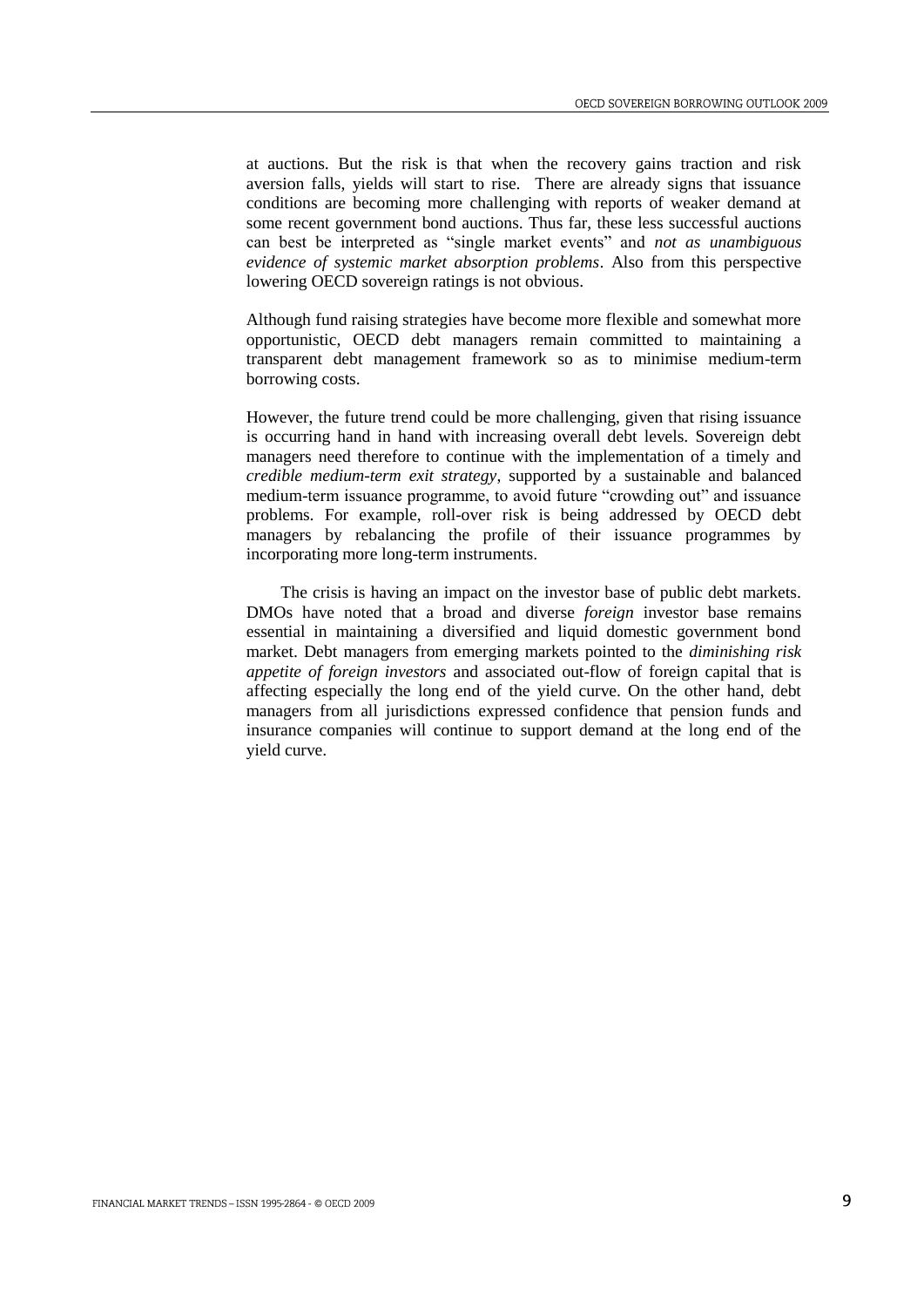at auctions. But the risk is that when the recovery gains traction and risk aversion falls, yields will start to rise. There are already signs that issuance conditions are becoming more challenging with reports of weaker demand at some recent government bond auctions. Thus far, these less successful auctions can best be interpreted as "single market events" and *not as unambiguous evidence of systemic market absorption problems*. Also from this perspective lowering OECD sovereign ratings is not obvious.

Although fund raising strategies have become more flexible and somewhat more opportunistic, OECD debt managers remain committed to maintaining a transparent debt management framework so as to minimise medium-term borrowing costs.

However, the future trend could be more challenging, given that rising issuance is occurring hand in hand with increasing overall debt levels. Sovereign debt managers need therefore to continue with the implementation of a timely and *credible medium-term exit strategy*, supported by a sustainable and balanced medium-term issuance programme, to avoid future "crowding out" and issuance problems. For example, roll-over risk is being addressed by OECD debt managers by rebalancing the profile of their issuance programmes by incorporating more long-term instruments.

The crisis is having an impact on the investor base of public debt markets. DMOs have noted that a broad and diverse *foreign* investor base remains essential in maintaining a diversified and liquid domestic government bond market. Debt managers from emerging markets pointed to the *diminishing risk appetite of foreign investors* and associated out-flow of foreign capital that is affecting especially the long end of the yield curve. On the other hand, debt managers from all jurisdictions expressed confidence that pension funds and insurance companies will continue to support demand at the long end of the yield curve.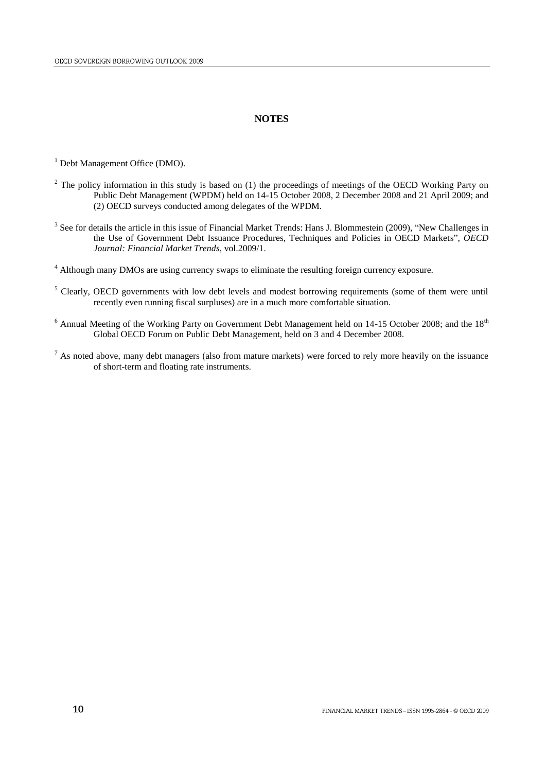## NOTES

[1] Debt Management Office (DMO).

[2] The policy information in this study is based on (1) the proceedings of meetings of the OECD Working Party on Public Debt Management (WPDM) held on 14-15 October 2008, 2 December 2008 and 21 April 2009; and (2) OECD surveys conducted among delegates of the WPDM.

[3] See for details the article in this issue of Financial Market Trends: Hans J. Blommestein (2009), "New Challenges in the Use of Government Debt Issuance Procedures, Techniques and Policies in OECD Markets", *OECD Journal: Financial Market Trends*, vol.2009/1.

[4] Although many DMOs are using currency swaps to eliminate the resulting foreign currency exposure.

[5] Clearly, OECD governments with low debt levels and modest borrowing requirements (some of them were until recently even running fiscal surpluses) are in a much more comfortable situation.

[6] Annual Meeting of the Working Party on Government Debt Management held on 14-15 October 2008; and the 18th Global OECD Forum on Public Debt Management, held on 3 and 4 December 2008.

[7] As noted above, many debt managers (also from mature markets) were forced to rely more heavily on the issuance of short-term and floating rate instruments.